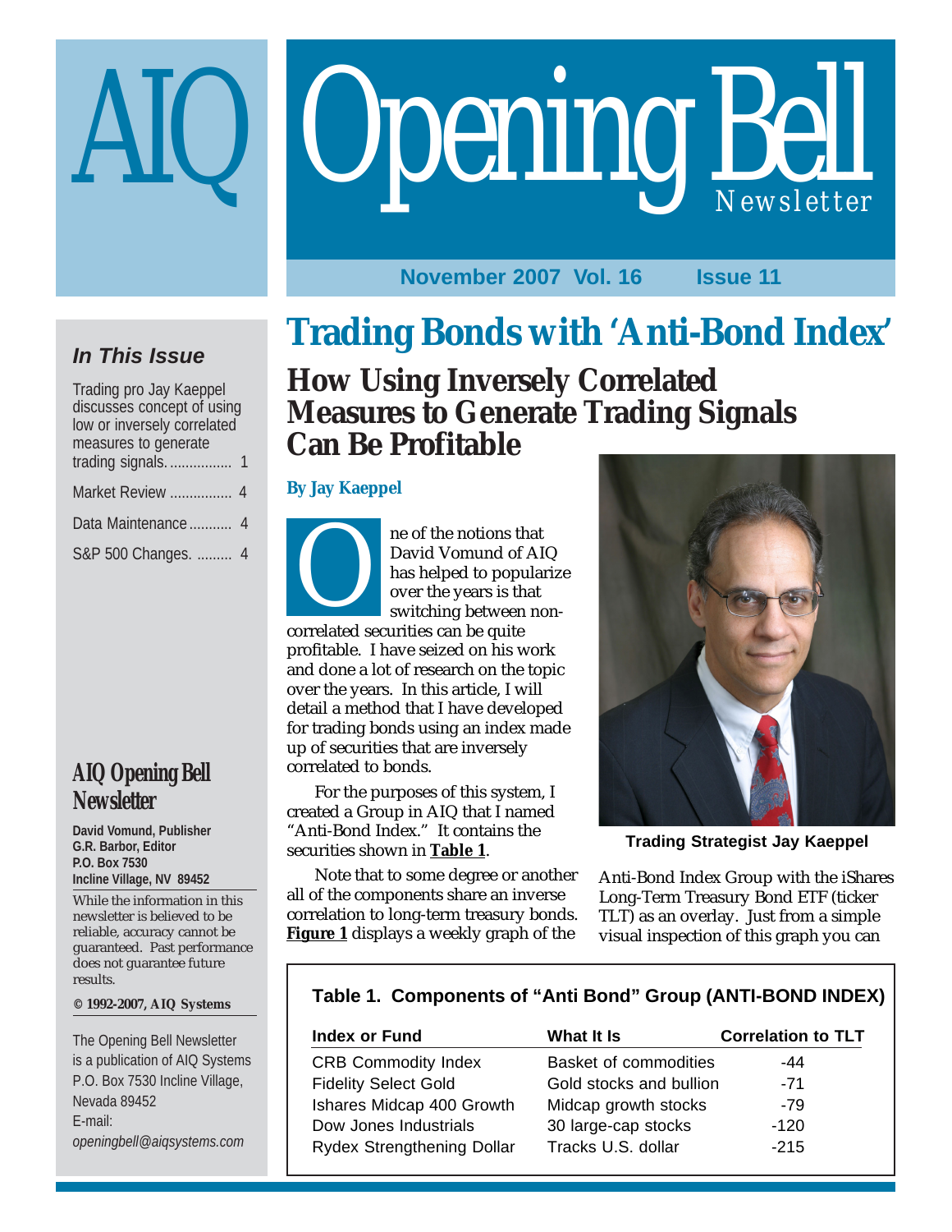# AIQ Opening Bell Newsletter

November 2007 Vol. 16 Issue 11

### *In This Issue*

Trading pro Jay Kaeppel discusses concept of using low or inversely correlated measures to generate trading signals. ................ 1

Market Review ................ 4

Data Maintenance ........... 4

S&P 500 Changes. ......... 4

### AIQ Opening Bell Newsletter

**David Vomund, Publisher**
**G.R. Barbor, Editor**
**P.O. Box 7530**
**Incline Village, NV 89452**

While the information in this newsletter is believed to be reliable, accuracy cannot be guaranteed. Past performance does not guarantee future results.

**© 1992-2007, AIQ Systems**

The Opening Bell Newsletter is a publication of AIQ Systems P.O. Box 7530 Incline Village, Nevada 89452
E-mail:
*openingbell@aiqsystems.com*

# Trading Bonds with 'Anti-Bond Index'

## How Using Inversely Correlated Measures to Generate Trading Signals Can Be Profitable

**By Jay Kaeppel**

One of the notions that David Vomund of AIQ has helped to popularize over the years is that switching between non-correlated securities can be quite profitable. I have seized on his work and done a lot of research on the topic over the years. In this article, I will detail a method that I have developed for trading bonds using an index made up of securities that are inversely correlated to bonds.

For the purposes of this system, I created a Group in AIQ that I named "Anti-Bond Index." It contains the securities shown in **Table 1**.

Note that to some degree or another all of the components share an inverse correlation to long-term treasury bonds. **Figure 1** displays a weekly graph of the Anti-Bond Index Group with the iShares Long-Term Treasury Bond ETF (ticker TLT) as an overlay. Just from a simple visual inspection of this graph you can

**Trading Strategist Jay Kaeppel**

**Table 1. Components of "Anti Bond" Group (ANTI-BOND INDEX)**

| Index or Fund | What It Is | Correlation to TLT |
|---|---|---|
| CRB Commodity Index | Basket of commodities | -44 |
| Fidelity Select Gold | Gold stocks and bullion | -71 |
| Ishares Midcap 400 Growth | Midcap growth stocks | -79 |
| Dow Jones Industrials | 30 large-cap stocks | -120 |
| Rydex Strengthening Dollar | Tracks U.S. dollar | -215 |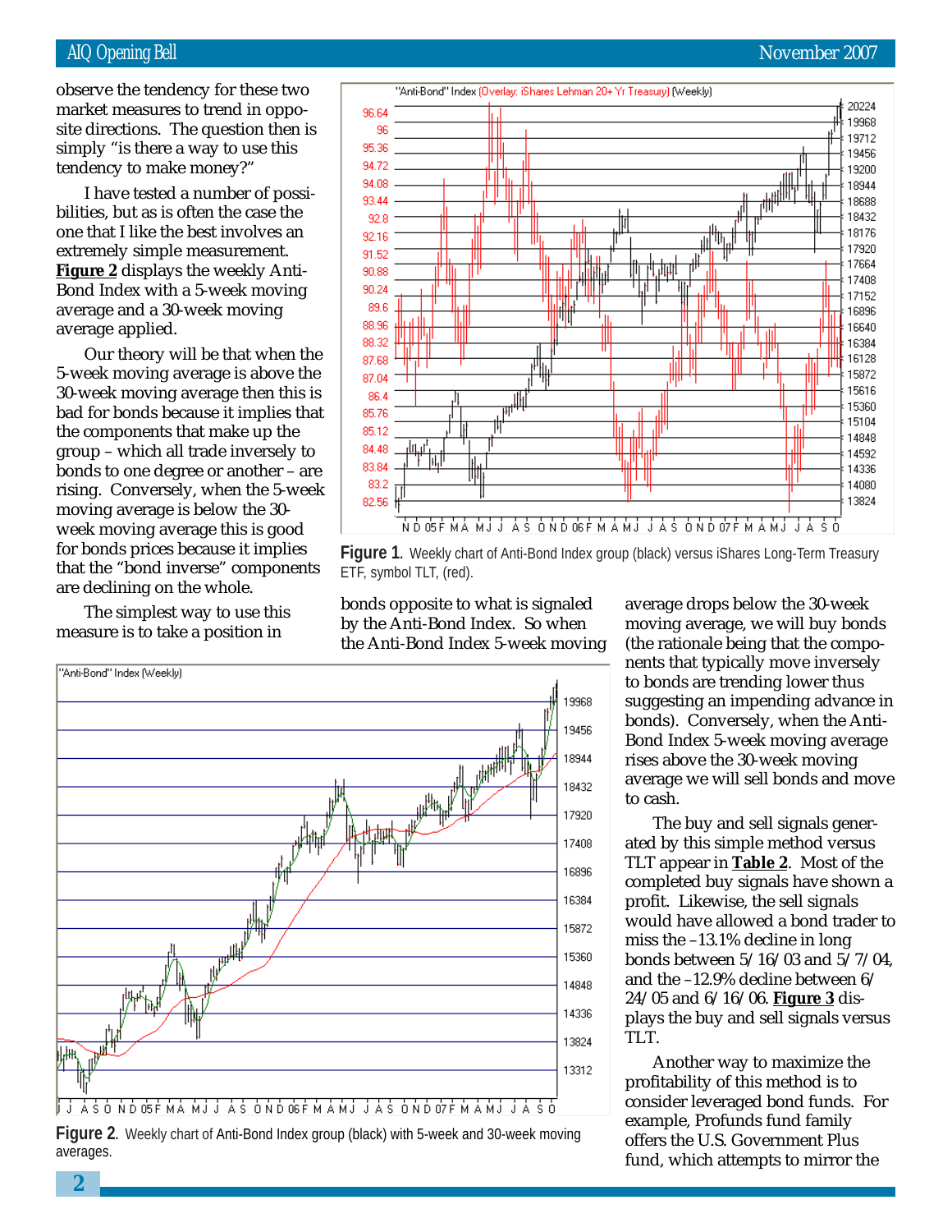observe the tendency for these two market measures to trend in opposite directions. The question then is simply "is there a way to use this tendency to make money?"

I have tested a number of possibilities, but as is often the case the one that I like the best involves an extremely simple measurement. **Figure 2** displays the weekly Anti-Bond Index with a 5-week moving average and a 30-week moving average applied.

Our theory will be that when the 5-week moving average is above the 30-week moving average then this is bad for bonds because it implies that the components that make up the group – which all trade inversely to bonds to one degree or another – are rising. Conversely, when the 5-week moving average is below the 30-week moving average this is good for bonds prices because it implies that the "bond inverse" components are declining on the whole.

The simplest way to use this measure is to take a position in bonds opposite to what is signaled by the Anti-Bond Index. So when the Anti-Bond Index 5-week moving average drops below the 30-week moving average, we will buy bonds (the rationale being that the components that typically move inversely to bonds are trending lower thus suggesting an impending advance in bonds). Conversely, when the Anti-Bond Index 5-week moving average rises above the 30-week moving average we will sell bonds and move to cash.

**Figure 1**. Weekly chart of Anti-Bond Index group (black) versus iShares Long-Term Treasury ETF, symbol TLT, (red).

**Figure 2**. Weekly chart of Anti-Bond Index group (black) with 5-week and 30-week moving averages.

The buy and sell signals generated by this simple method versus TLT appear in **Table 2**. Most of the completed buy signals have shown a profit. Likewise, the sell signals would have allowed a bond trader to miss the –13.1% decline in long bonds between 5/16/03 and 5/7/04, and the –12.9% decline between 6/24/05 and 6/16/06. **Figure 3** displays the buy and sell signals versus TLT.

Another way to maximize the profitability of this method is to consider leveraged bond funds. For example, Profunds fund family offers the U.S. Government Plus fund, which attempts to mirror the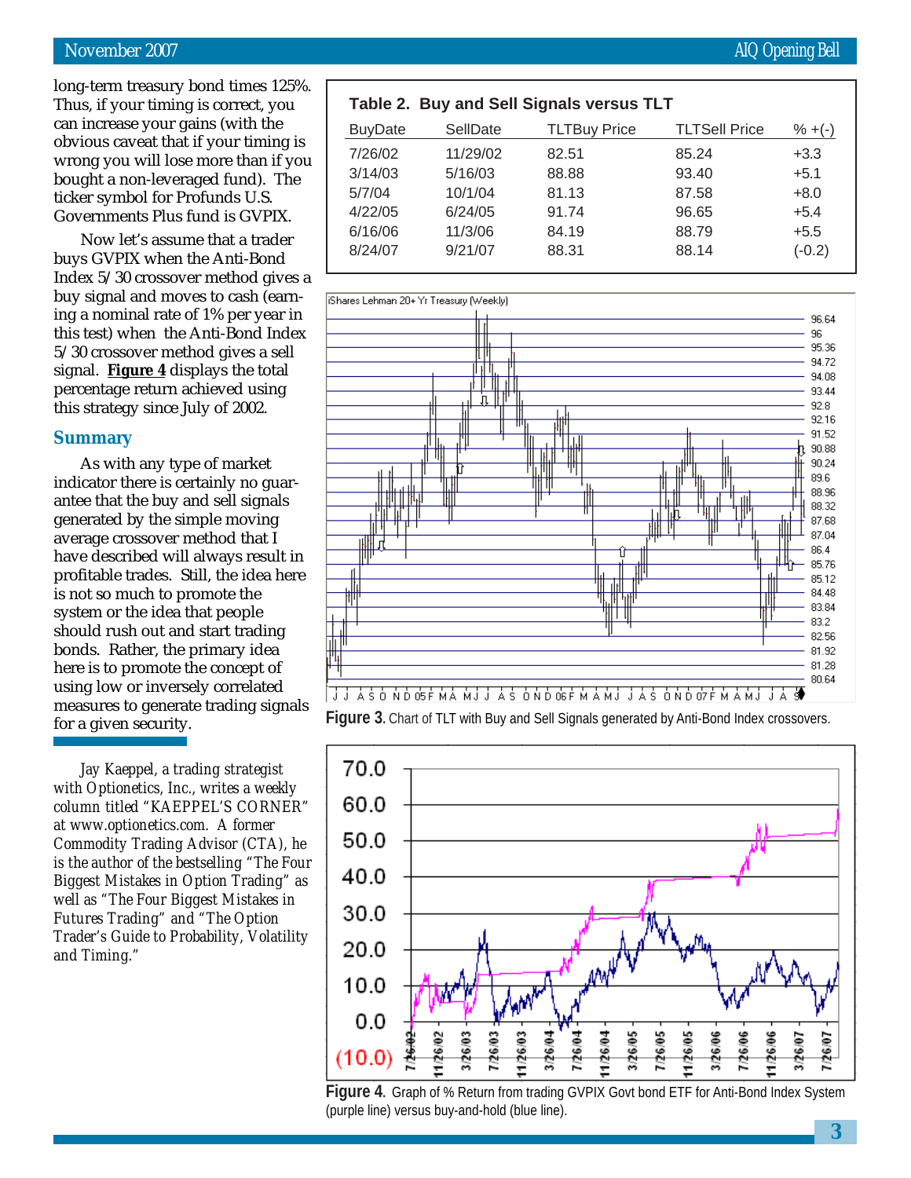long-term treasury bond times 125%. Thus, if your timing is correct, you can increase your gains (with the obvious caveat that if your timing is wrong you will lose more than if you bought a non-leveraged fund). The ticker symbol for Profunds U.S. Governments Plus fund is GVPIX.

Now let's assume that a trader buys GVPIX when the Anti-Bond Index 5/30 crossover method gives a buy signal and moves to cash (earning a nominal rate of 1% per year in this test) when the Anti-Bond Index 5/30 crossover method gives a sell signal. **Figure 4** displays the total percentage return achieved using this strategy since July of 2002.

## Summary

As with any type of market indicator there is certainly no guarantee that the buy and sell signals generated by the simple moving average crossover method that I have described will always result in profitable trades. Still, the idea here is not so much to promote the system or the idea that people should rush out and start trading bonds. Rather, the primary idea here is to promote the concept of using low or inversely correlated measures to generate trading signals for a given security.

*Jay Kaeppel, a trading strategist with Optionetics, Inc., writes a weekly column titled "KAEPPEL'S CORNER" at www.optionetics.com. A former Commodity Trading Advisor (CTA), he is the author of the bestselling "The Four Biggest Mistakes in Option Trading" as well as "The Four Biggest Mistakes in Futures Trading" and "The Option Trader's Guide to Probability, Volatility and Timing."*

**Table 2. Buy and Sell Signals versus TLT**

| BuyDate | SellDate | TLTBuy Price | TLTSell Price | % +(-) |
|---|---|---|---|---|
| 7/26/02 | 11/29/02 | 82.51 | 85.24 | +3.3 |
| 3/14/03 | 5/16/03 | 88.88 | 93.40 | +5.1 |
| 5/7/04 | 10/1/04 | 81.13 | 87.58 | +8.0 |
| 4/22/05 | 6/24/05 | 91.74 | 96.65 | +5.4 |
| 6/16/06 | 11/3/06 | 84.19 | 88.79 | +5.5 |
| 8/24/07 | 9/21/07 | 88.31 | 88.14 | (-0.2) |

**Figure 3.** Chart of TLT with Buy and Sell Signals generated by Anti-Bond Index crossovers.

**Figure 4.** Graph of % Return from trading GVPIX Govt bond ETF for Anti-Bond Index System (purple line) versus buy-and-hold (blue line).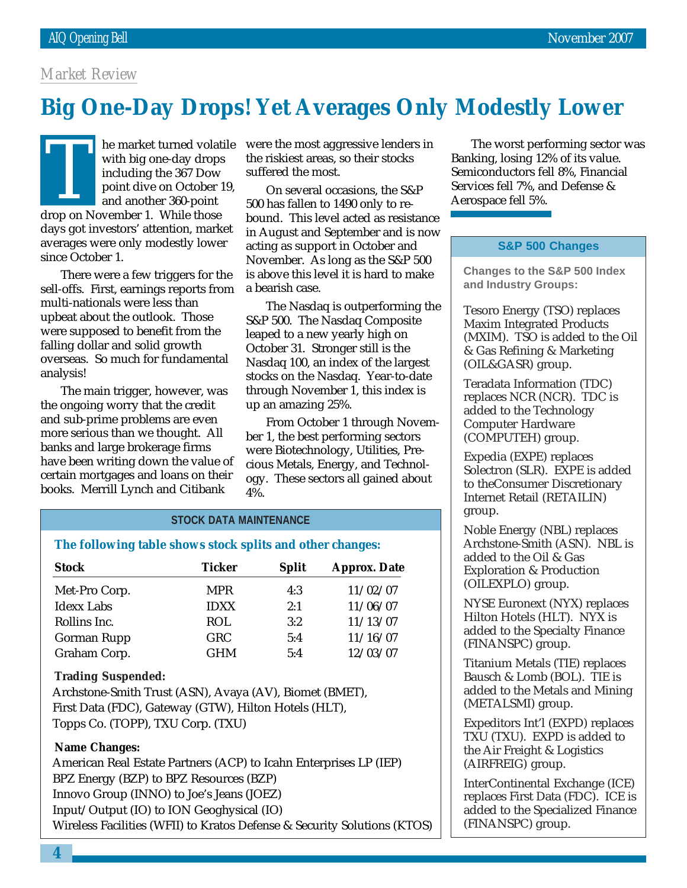Market Review

# Big One-Day Drops! Yet Averages Only Modestly Lower

The market turned volatile with big one-day drops including the 367 Dow point dive on October 19, and another 360-point drop on November 1. While those days got investors' attention, market averages were only modestly lower since October 1.

There were a few triggers for the sell-offs. First, earnings reports from multi-nationals were less than upbeat about the outlook. Those were supposed to benefit from the falling dollar and solid growth overseas. So much for fundamental analysis!

The main trigger, however, was the ongoing worry that the credit and sub-prime problems are even more serious than we thought. All banks and large brokerage firms have been writing down the value of certain mortgages and loans on their books. Merrill Lynch and Citibank were the most aggressive lenders in the riskiest areas, so their stocks suffered the most.

On several occasions, the S&P 500 has fallen to 1490 only to rebound. This level acted as resistance in August and September and is now acting as support in October and November. As long as the S&P 500 is above this level it is hard to make a bearish case.

The Nasdaq is outperforming the S&P 500. The Nasdaq Composite leaped to a new yearly high on October 31. Stronger still is the Nasdaq 100, an index of the largest stocks on the Nasdaq. Year-to-date through November 1, this index is up an amazing 25%.

From October 1 through November 1, the best performing sectors were Biotechnology, Utilities, Precious Metals, Energy, and Technology. These sectors all gained about 4%.

The worst performing sector was Banking, losing 12% of its value. Semiconductors fell 8%, Financial Services fell 7%, and Defense & Aerospace fell 5%.

## STOCK DATA MAINTENANCE

**The following table shows stock splits and other changes:**

| Stock | Ticker | Split | Approx. Date |
|---|---|---|---|
| Met-Pro Corp. | MPR | 4:3 | 11/02/07 |
| Idexx Labs | IDXX | 2:1 | 11/06/07 |
| Rollins Inc. | ROL | 3:2 | 11/13/07 |
| Gorman Rupp | GRC | 5:4 | 11/16/07 |
| Graham Corp. | GHM | 5:4 | 12/03/07 |

**Trading Suspended:**

Archstone-Smith Trust (ASN), Avaya (AV), Biomet (BMET), First Data (FDC), Gateway (GTW), Hilton Hotels (HLT), Topps Co. (TOPP), TXU Corp. (TXU)

**Name Changes:**

American Real Estate Partners (ACP) to Icahn Enterprises LP (IEP)
BPZ Energy (BZP) to BPZ Resources (BZP)
Innovo Group (INNO) to Joe's Jeans (JOEZ)
Input/Output (IO) to ION Geoghysical (IO)
Wireless Facilities (WFII) to Kratos Defense & Security Solutions (KTOS)

## S&P 500 Changes

**Changes to the S&P 500 Index and Industry Groups:**

Tesoro Energy (TSO) replaces Maxim Integrated Products (MXIM). TSO is added to the Oil & Gas Refining & Marketing (OIL&GASR) group.

Teradata Information (TDC) replaces NCR (NCR). TDC is added to the Technology Computer Hardware (COMPUTEH) group.

Expedia (EXPE) replaces Solectron (SLR). EXPE is added to theConsumer Discretionary Internet Retail (RETAILIN) group.

Noble Energy (NBL) replaces Archstone-Smith (ASN). NBL is added to the Oil & Gas Exploration & Production (OILEXPLO) group.

NYSE Euronext (NYX) replaces Hilton Hotels (HLT). NYX is added to the Specialty Finance (FINANSPC) group.

Titanium Metals (TIE) replaces Bausch & Lomb (BOL). TIE is added to the Metals and Mining (METALSMI) group.

Expeditors Int'l (EXPD) replaces TXU (TXU). EXPD is added to the Air Freight & Logistics (AIRFREIG) group.

InterContinental Exchange (ICE) replaces First Data (FDC). ICE is added to the Specialized Finance (FINANSPC) group.